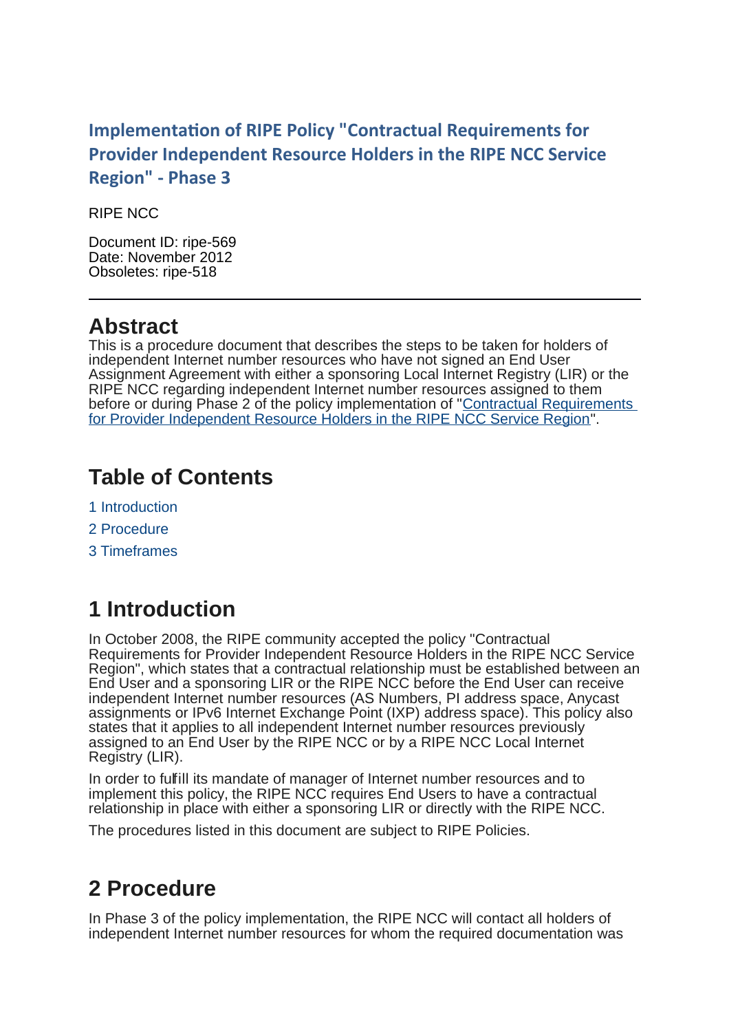# Implementation of RIPE Policy "Contractual Requirements for Provider Independent Resource Holders in the RIPE NCC Service Region" - Phase 3

RIPE NCC

Document ID: ripe-569
Date: November 2012
Obsoletes: ripe-518

---

## Abstract

This is a procedure document that describes the steps to be taken for holders of independent Internet number resources who have not signed an End User Assignment Agreement with either a sponsoring Local Internet Registry (LIR) or the RIPE NCC regarding independent Internet number resources assigned to them before or during Phase 2 of the policy implementation of "[Contractual Requirements for Provider Independent Resource Holders in the RIPE NCC Service Region]()".

## Table of Contents

1 Introduction

2 Procedure

3 Timeframes

## 1 Introduction

In October 2008, the RIPE community accepted the policy "Contractual Requirements for Provider Independent Resource Holders in the RIPE NCC Service Region", which states that a contractual relationship must be established between an End User and a sponsoring LIR or the RIPE NCC before the End User can receive independent Internet number resources (AS Numbers, PI address space, Anycast assignments or IPv6 Internet Exchange Point (IXP) address space). This policy also states that it applies to all independent Internet number resources previously assigned to an End User by the RIPE NCC or by a RIPE NCC Local Internet Registry (LIR).

In order to fulfill its mandate of manager of Internet number resources and to implement this policy, the RIPE NCC requires End Users to have a contractual relationship in place with either a sponsoring LIR or directly with the RIPE NCC.

The procedures listed in this document are subject to RIPE Policies.

## 2 Procedure

In Phase 3 of the policy implementation, the RIPE NCC will contact all holders of independent Internet number resources for whom the required documentation was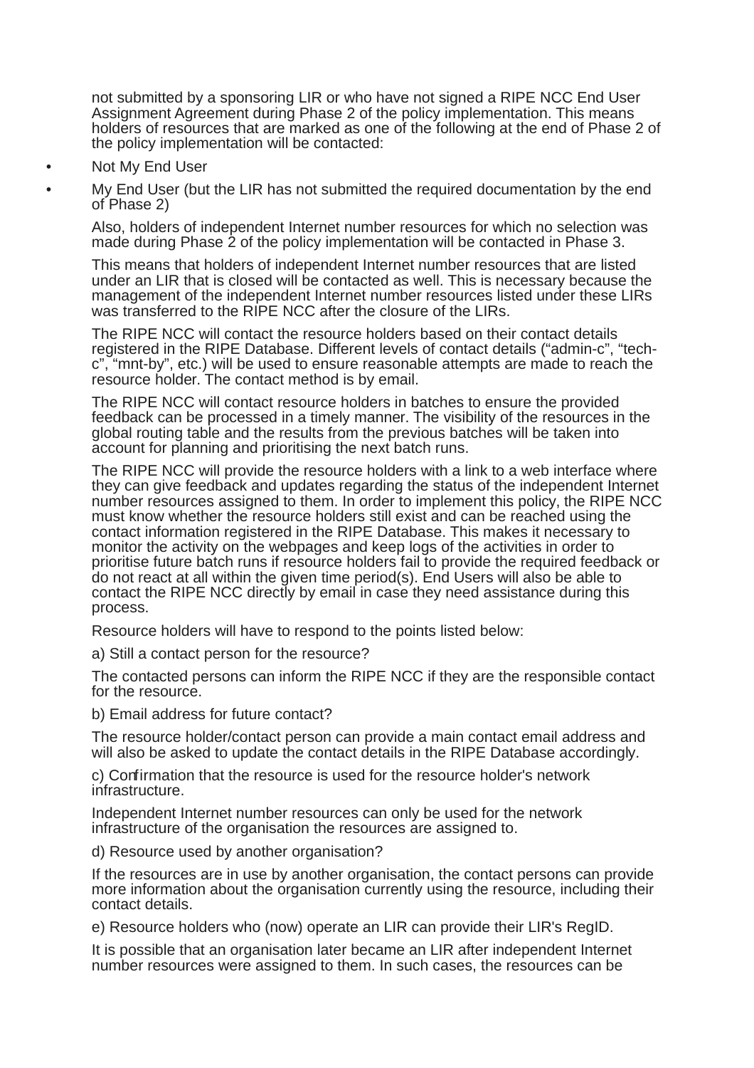not submitted by a sponsoring LIR or who have not signed a RIPE NCC End User Assignment Agreement during Phase 2 of the policy implementation. This means holders of resources that are marked as one of the following at the end of Phase 2 of the policy implementation will be contacted:

- Not My End User
- My End User (but the LIR has not submitted the required documentation by the end of Phase 2)

Also, holders of independent Internet number resources for which no selection was made during Phase 2 of the policy implementation will be contacted in Phase 3.

This means that holders of independent Internet number resources that are listed under an LIR that is closed will be contacted as well. This is necessary because the management of the independent Internet number resources listed under these LIRs was transferred to the RIPE NCC after the closure of the LIRs.

The RIPE NCC will contact the resource holders based on their contact details registered in the RIPE Database. Different levels of contact details ("admin-c", "tech-c", "mnt-by", etc.) will be used to ensure reasonable attempts are made to reach the resource holder. The contact method is by email.

The RIPE NCC will contact resource holders in batches to ensure the provided feedback can be processed in a timely manner. The visibility of the resources in the global routing table and the results from the previous batches will be taken into account for planning and prioritising the next batch runs.

The RIPE NCC will provide the resource holders with a link to a web interface where they can give feedback and updates regarding the status of the independent Internet number resources assigned to them. In order to implement this policy, the RIPE NCC must know whether the resource holders still exist and can be reached using the contact information registered in the RIPE Database. This makes it necessary to monitor the activity on the webpages and keep logs of the activities in order to prioritise future batch runs if resource holders fail to provide the required feedback or do not react at all within the given time period(s). End Users will also be able to contact the RIPE NCC directly by email in case they need assistance during this process.

Resource holders will have to respond to the points listed below:

a) Still a contact person for the resource?

The contacted persons can inform the RIPE NCC if they are the responsible contact for the resource.

b) Email address for future contact?

The resource holder/contact person can provide a main contact email address and will also be asked to update the contact details in the RIPE Database accordingly.

c) Confirmation that the resource is used for the resource holder's network infrastructure.

Independent Internet number resources can only be used for the network infrastructure of the organisation the resources are assigned to.

d) Resource used by another organisation?

If the resources are in use by another organisation, the contact persons can provide more information about the organisation currently using the resource, including their contact details.

e) Resource holders who (now) operate an LIR can provide their LIR's RegID.

It is possible that an organisation later became an LIR after independent Internet number resources were assigned to them. In such cases, the resources can be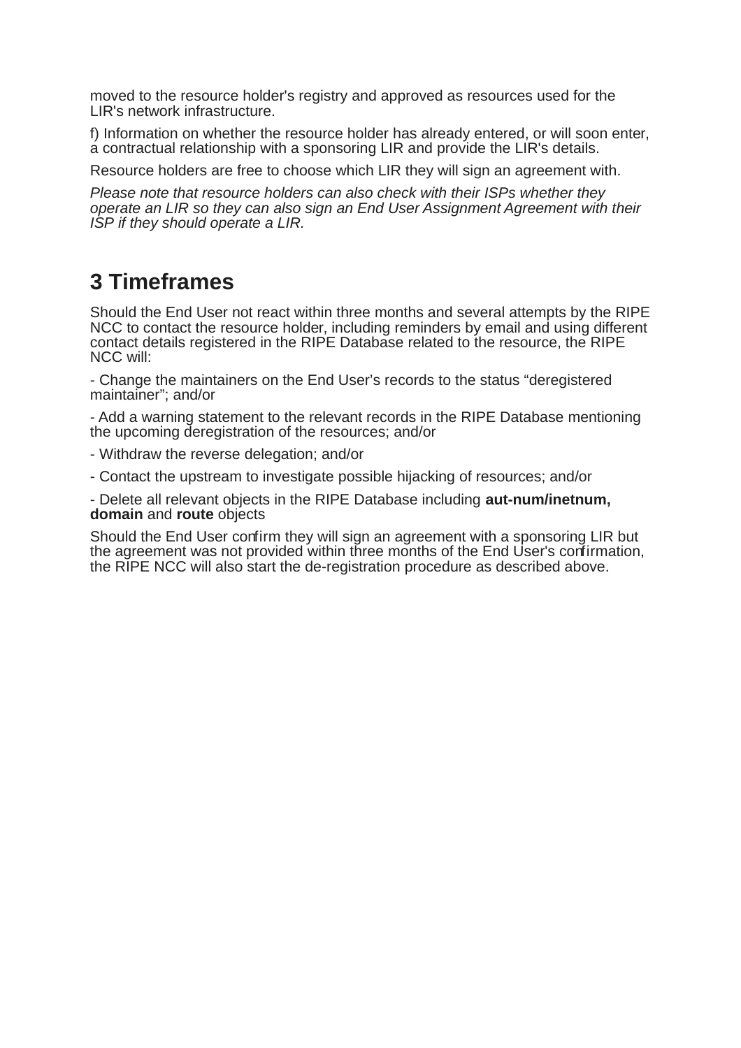moved to the resource holder's registry and approved as resources used for the LIR's network infrastructure.

f) Information on whether the resource holder has already entered, or will soon enter, a contractual relationship with a sponsoring LIR and provide the LIR's details.

Resource holders are free to choose which LIR they will sign an agreement with.

*Please note that resource holders can also check with their ISPs whether they operate an LIR so they can also sign an End User Assignment Agreement with their ISP if they should operate a LIR.*

# 3 Timeframes

Should the End User not react within three months and several attempts by the RIPE NCC to contact the resource holder, including reminders by email and using different contact details registered in the RIPE Database related to the resource, the RIPE NCC will:

- Change the maintainers on the End User's records to the status "deregistered maintainer"; and/or

- Add a warning statement to the relevant records in the RIPE Database mentioning the upcoming deregistration of the resources; and/or

- Withdraw the reverse delegation; and/or

- Contact the upstream to investigate possible hijacking of resources; and/or

- Delete all relevant objects in the RIPE Database including **aut-num/inetnum, domain** and **route** objects

Should the End User confirm they will sign an agreement with a sponsoring LIR but the agreement was not provided within three months of the End User's confirmation, the RIPE NCC will also start the de-registration procedure as described above.